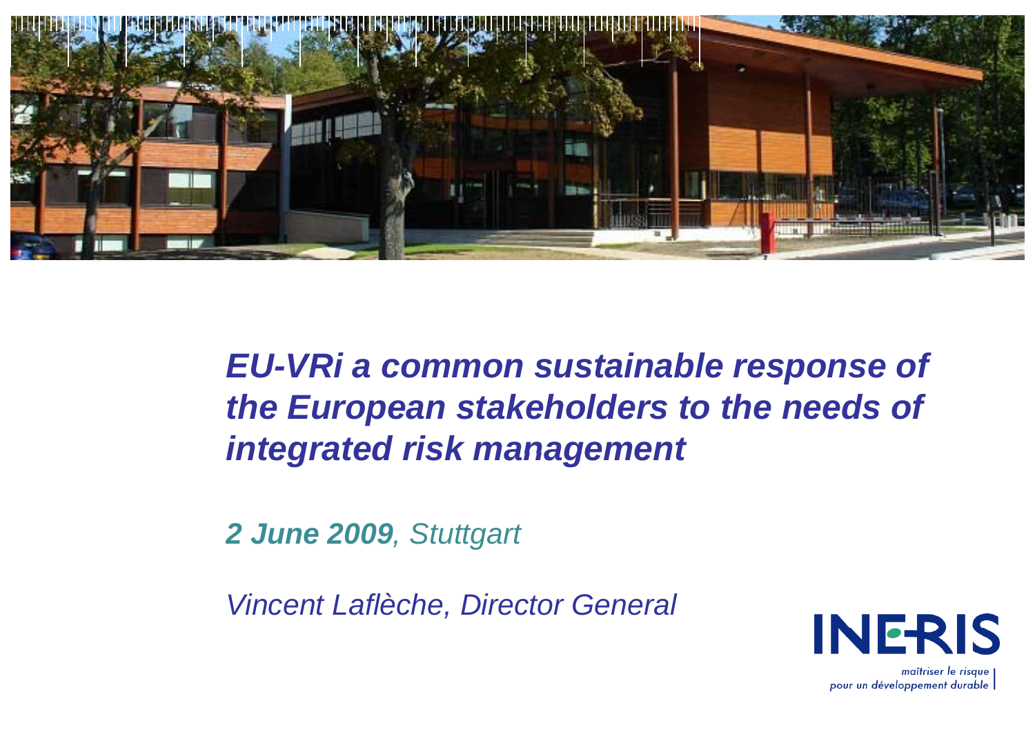# *EU-VRi a common sustainable response of the European stakeholders to the needs of integrated risk management*

***2 June 2009**, Stuttgart*

*Vincent Laflèche, Director General*

INERIS

*maîtriser le risque pour un développement durable*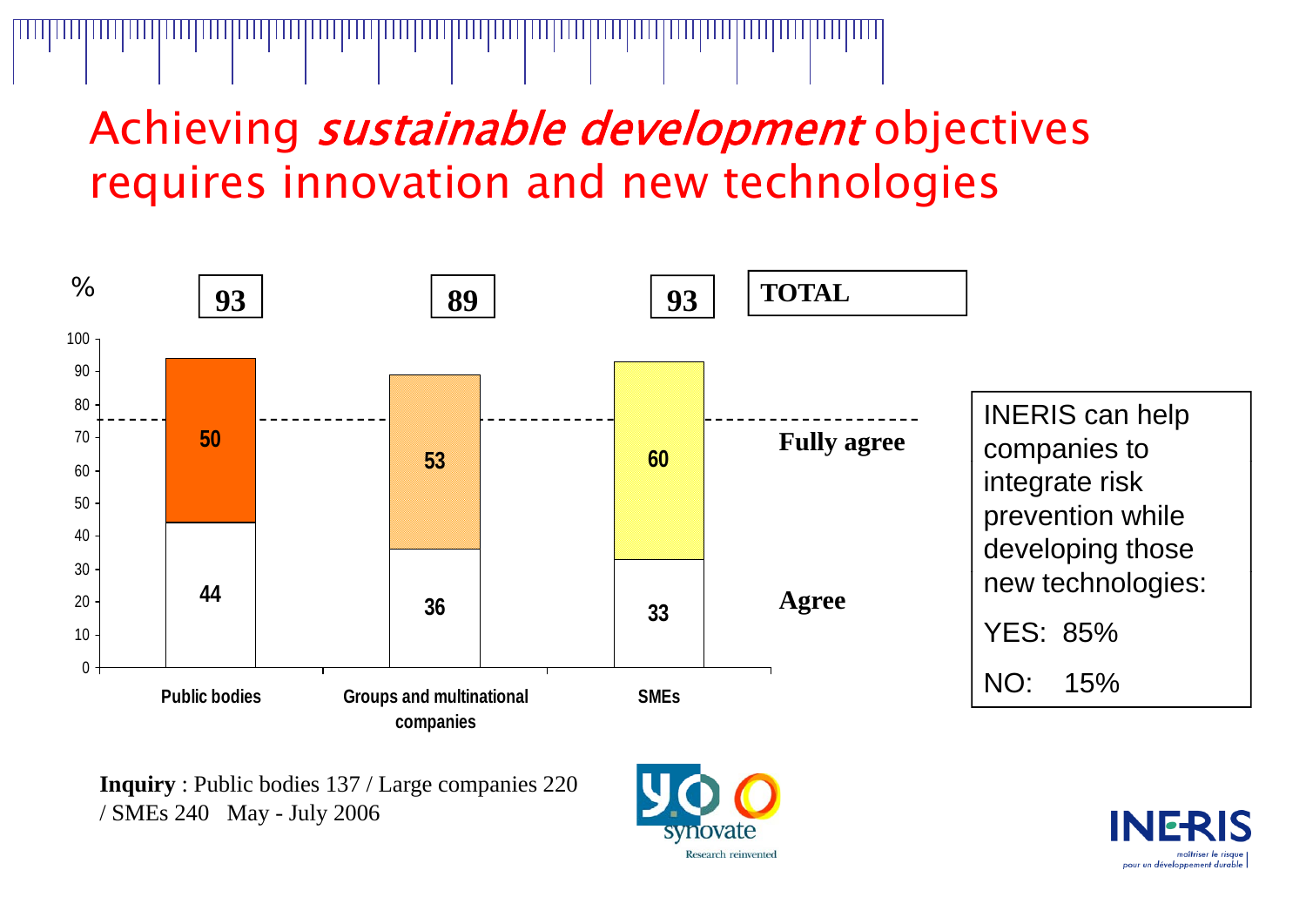# Achieving *sustainable development* objectives requires innovation and new technologies

| % | Public bodies | Groups and multinational companies | SMEs |
|---|---|---|---|
| TOTAL | 93 | 89 | 93 |
| Fully agree | 50 | 53 | 60 |
| Agree | 44 | 36 | 33 |

INERIS can help companies to integrate risk prevention while developing those new technologies:

YES: 85%

NO: 15%

**Inquiry** : Public bodies 137 / Large companies 220 / SMEs 240 May - July 2006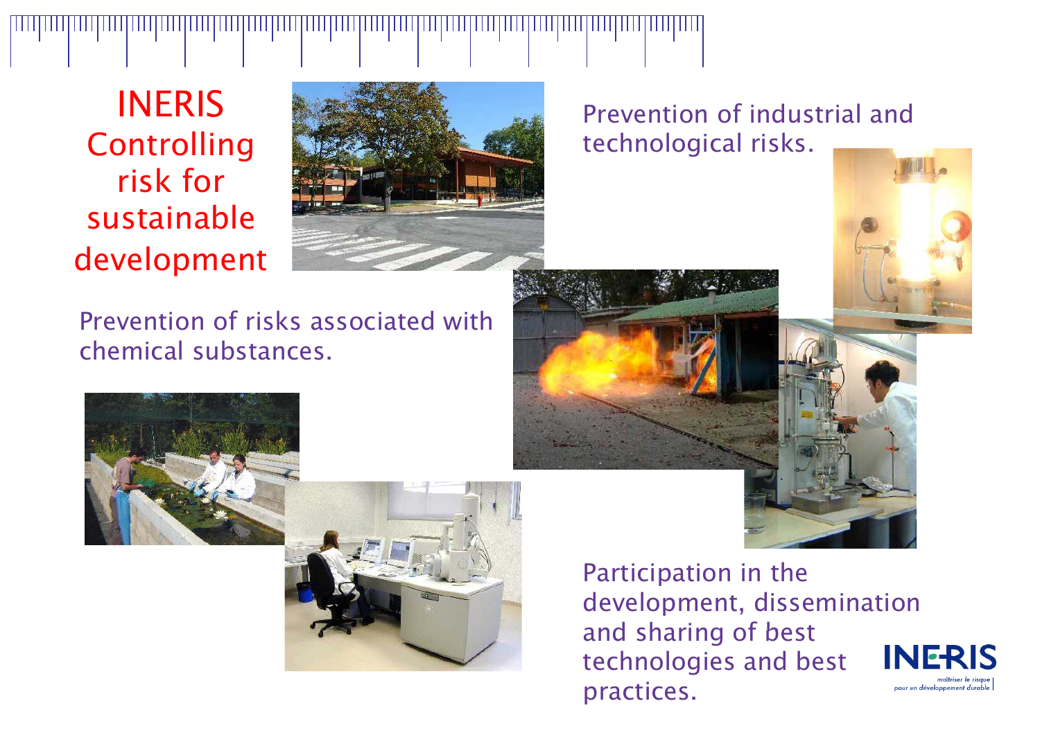# INERIS Controlling risk for sustainable development

Prevention of industrial and technological risks.

Prevention of risks associated with chemical substances.

Participation in the development, dissemination and sharing of best technologies and best practices.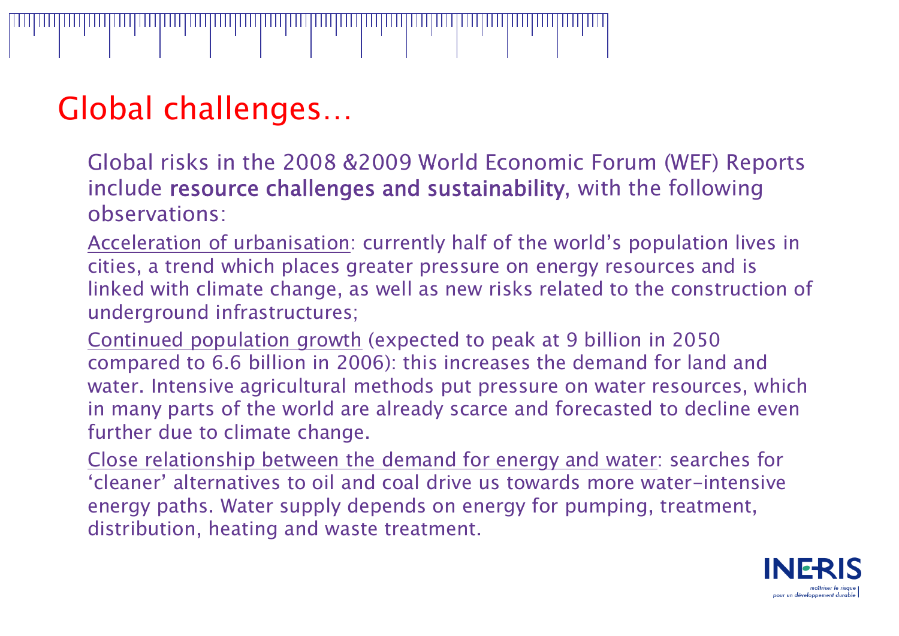# Global challenges…

Global risks in the 2008 &2009 World Economic Forum (WEF) Reports include **resource challenges and sustainability**, with the following observations:

<u>Acceleration of urbanisation</u>: currently half of the world's population lives in cities, a trend which places greater pressure on energy resources and is linked with climate change, as well as new risks related to the construction of underground infrastructures;

<u>Continued population growth</u> (expected to peak at 9 billion in 2050 compared to 6.6 billion in 2006): this increases the demand for land and water. Intensive agricultural methods put pressure on water resources, which in many parts of the world are already scarce and forecasted to decline even further due to climate change.

<u>Close relationship between the demand for energy and water</u>: searches for 'cleaner' alternatives to oil and coal drive us towards more water-intensive energy paths. Water supply depends on energy for pumping, treatment, distribution, heating and waste treatment.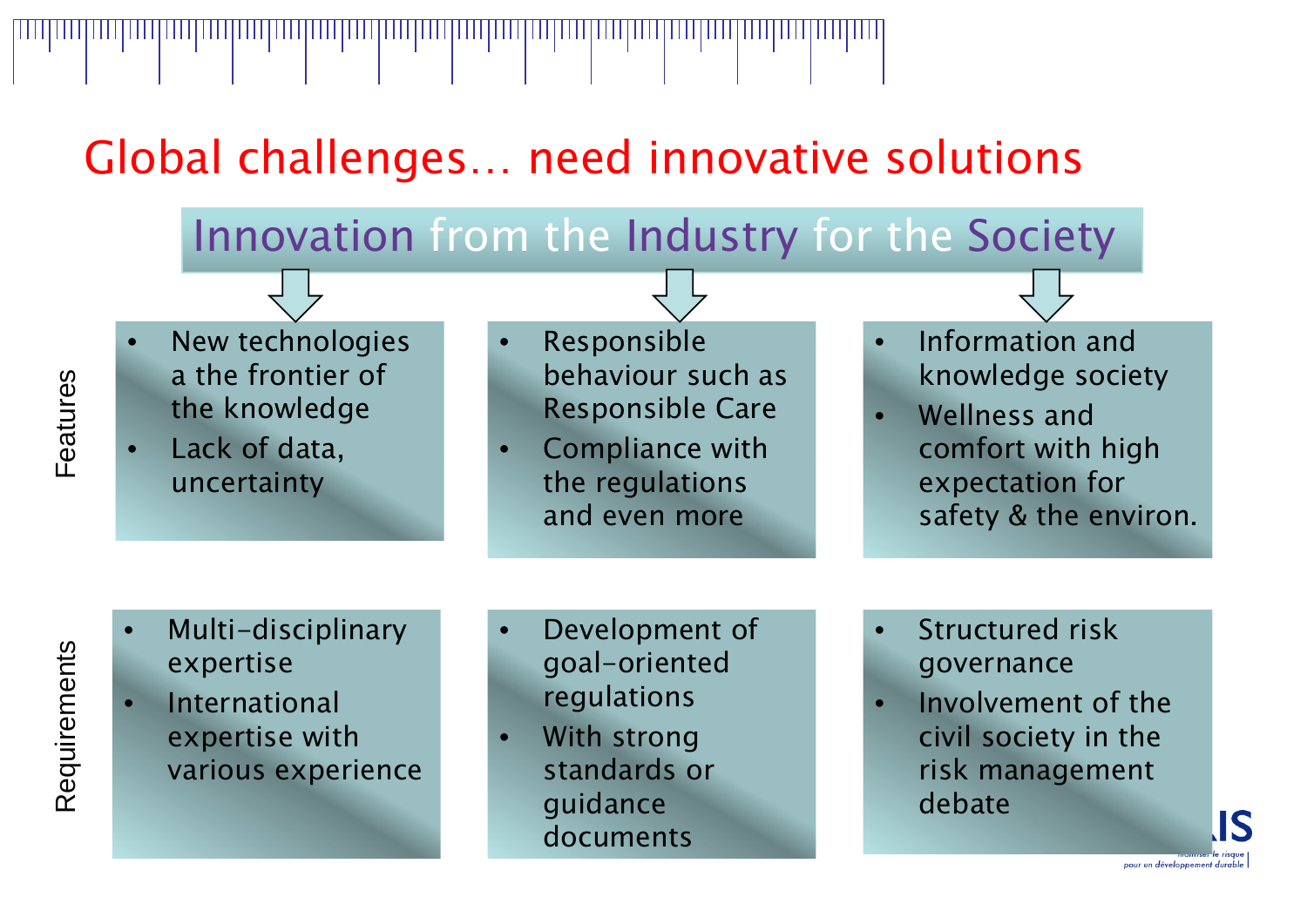# Global challenges… need innovative solutions

## Innovation from the Industry for the Society

| | | | |
|---|---|---|---|
| **Features** | • New technologies a the frontier of the knowledge<br>• Lack of data, uncertainty | • Responsible behaviour such as Responsible Care<br>• Compliance with the regulations and even more | • Information and knowledge society<br>• Wellness and comfort with high expectation for safety & the environ. |
| **Requirements** | • Multi-disciplinary expertise<br>• International expertise with various experience | • Development of goal-oriented regulations<br>• With strong standards or guidance documents | • Structured risk governance<br>• Involvement of the civil society in the risk management debate |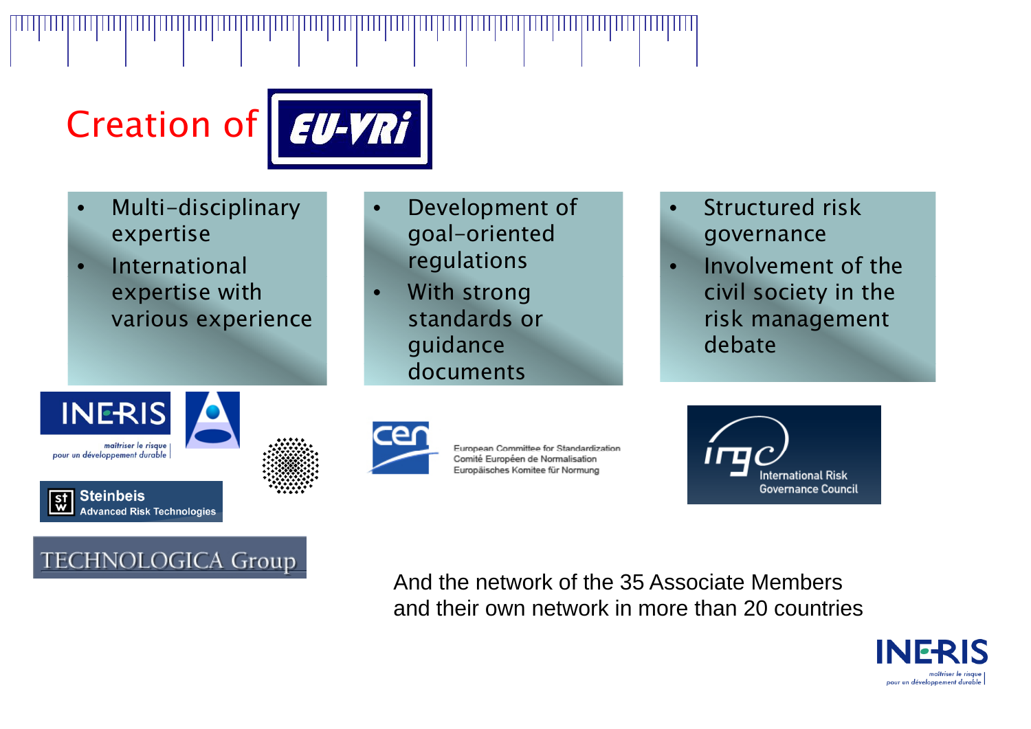# Creation of EU-VRi

- Multi-disciplinary expertise
- International expertise with various experience

- Development of goal-oriented regulations
- With strong standards or guidance documents

- Structured risk governance
- Involvement of the civil society in the risk management debate

INERIS maîtriser le risque pour un développement durable

Steinbeis Advanced Risk Technologies

TECHNOLOGICA Group

cen European Committee for Standardization
Comité Européen de Normalisation
Europäisches Komitee für Normung

irgc International Risk Governance Council

And the network of the 35 Associate Members and their own network in more than 20 countries